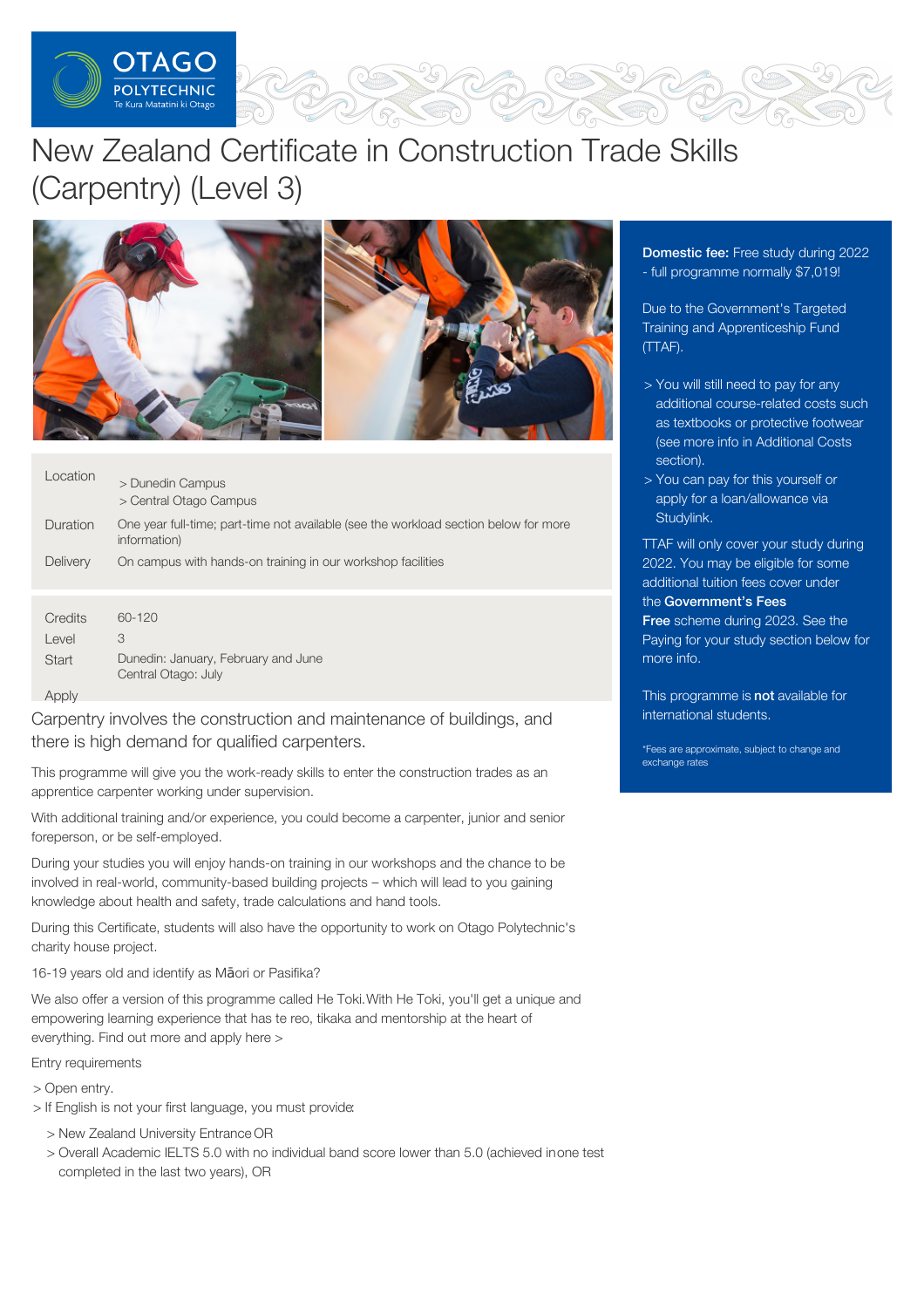# New Zealand Certificate in Construction Trade Skills (Carpentry) (Level 3)

| | |
|---|---|
| Location | > Dunedin Campus<br>> Central Otago Campus |
| Duration | One year full-time; part-time not available (see the workload section below for more information) |
| Delivery | On campus with hands-on training in our workshop facilities |

| | |
|---|---|
| Credits | 60-120 |
| Level | 3 |
| Start | Dunedin: January, February and June<br>Central Otago: July |
| Apply | |

**Domestic fee:** Free study during 2022 - full programme normally $7,019!

Due to the Government's Targeted Training and Apprenticeship Fund (TTAF).

- You will still need to pay for any additional course-related costs such as textbooks or protective footwear (see more info in Additional Costs section).
- You can pay for this yourself or apply for a loan/allowance via Studylink.

TTAF will only cover your study during 2022. You may be eligible for some additional tuition fees cover under the **Government's Fees Free** scheme during 2023. See the Paying for your study section below for more info.

This programme is **not** available for international students.

*Fees are approximate, subject to change and exchange rates

Carpentry involves the construction and maintenance of buildings, and there is high demand for qualified carpenters.

This programme will give you the work-ready skills to enter the construction trades as an apprentice carpenter working under supervision.

With additional training and/or experience, you could become a carpenter, junior and senior foreperson, or be self-employed.

During your studies you will enjoy hands-on training in our workshops and the chance to be involved in real-world, community-based building projects – which will lead to you gaining knowledge about health and safety, trade calculations and hand tools.

During this Certificate, students will also have the opportunity to work on Otago Polytechnic's charity house project.

16-19 years old and identify as Māori or Pasifika?

We also offer a version of this programme called He Toki.With He Toki, you'll get a unique and empowering learning experience that has te reo, tikaka and mentorship at the heart of everything. Find out more and apply here >

Entry requirements

- Open entry.
- If English is not your first language, you must provide:
  - New Zealand University Entrance OR
  - Overall Academic IELTS 5.0 with no individual band score lower than 5.0 (achieved in one test completed in the last two years), OR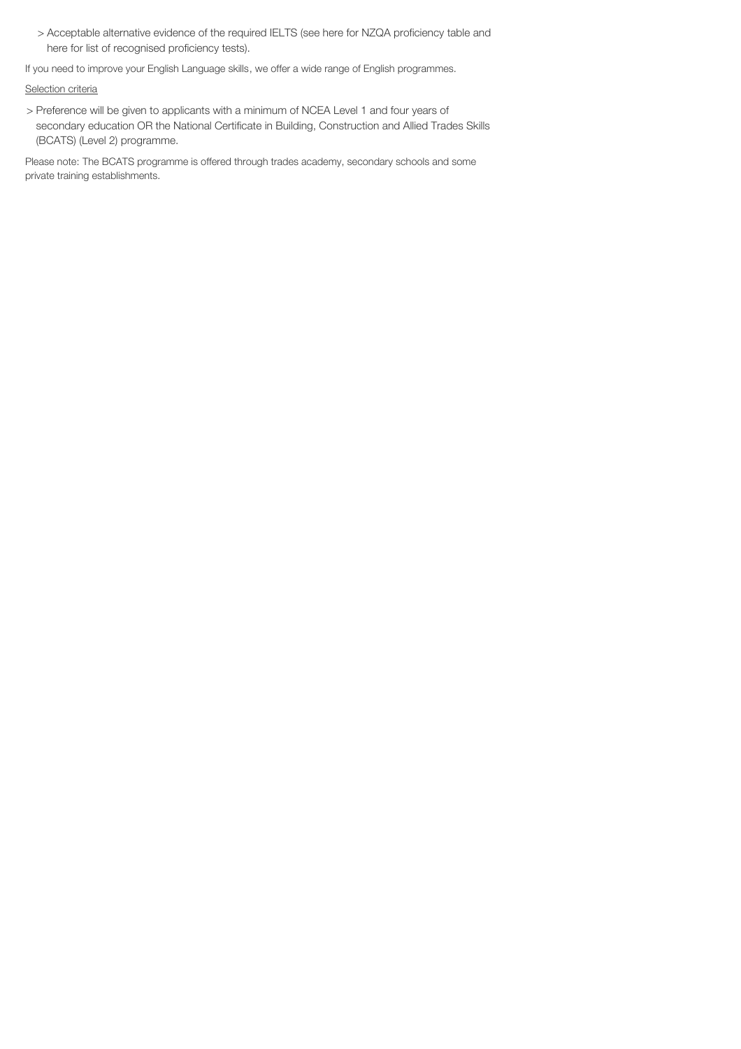- Acceptable alternative evidence of the required IELTS (see here for NZQA proficiency table and here for list of recognised proficiency tests).

If you need to improve your English Language skills, we offer a wide range of English programmes.

Selection criteria

- Preference will be given to applicants with a minimum of NCEA Level 1 and four years of secondary education OR the National Certificate in Building, Construction and Allied Trades Skills (BCATS) (Level 2) programme.

Please note: The BCATS programme is offered through trades academy, secondary schools and some private training establishments.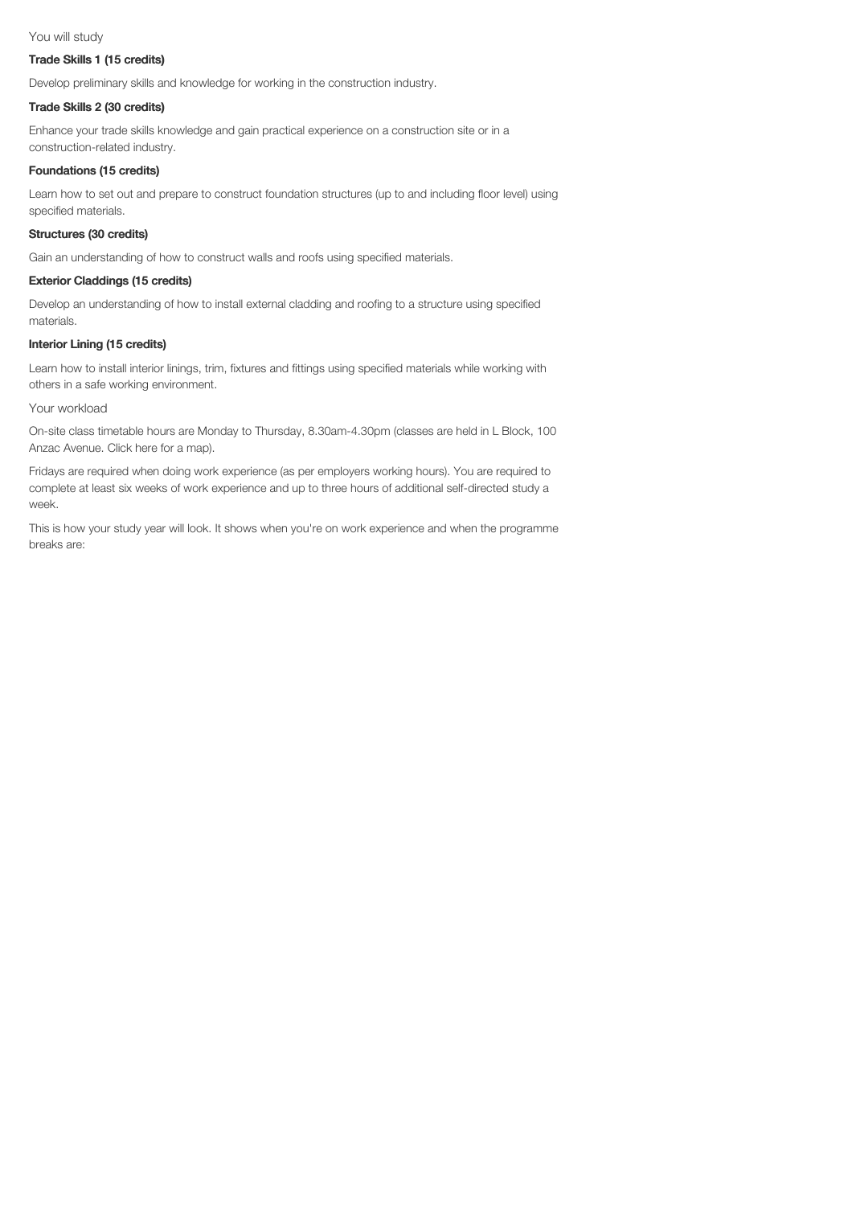You will study

**Trade Skills 1 (15 credits)**

Develop preliminary skills and knowledge for working in the construction industry.

**Trade Skills 2 (30 credits)**

Enhance your trade skills knowledge and gain practical experience on a construction site or in a construction-related industry.

**Foundations (15 credits)**

Learn how to set out and prepare to construct foundation structures (up to and including floor level) using specified materials.

**Structures (30 credits)**

Gain an understanding of how to construct walls and roofs using specified materials.

**Exterior Claddings (15 credits)**

Develop an understanding of how to install external cladding and roofing to a structure using specified materials.

**Interior Lining (15 credits)**

Learn how to install interior linings, trim, fixtures and fittings using specified materials while working with others in a safe working environment.

Your workload

On-site class timetable hours are Monday to Thursday, 8.30am-4.30pm (classes are held in L Block, 100 Anzac Avenue. Click here for a map).

Fridays are required when doing work experience (as per employers working hours). You are required to complete at least six weeks of work experience and up to three hours of additional self-directed study a week.

This is how your study year will look. It shows when you're on work experience and when the programme breaks are: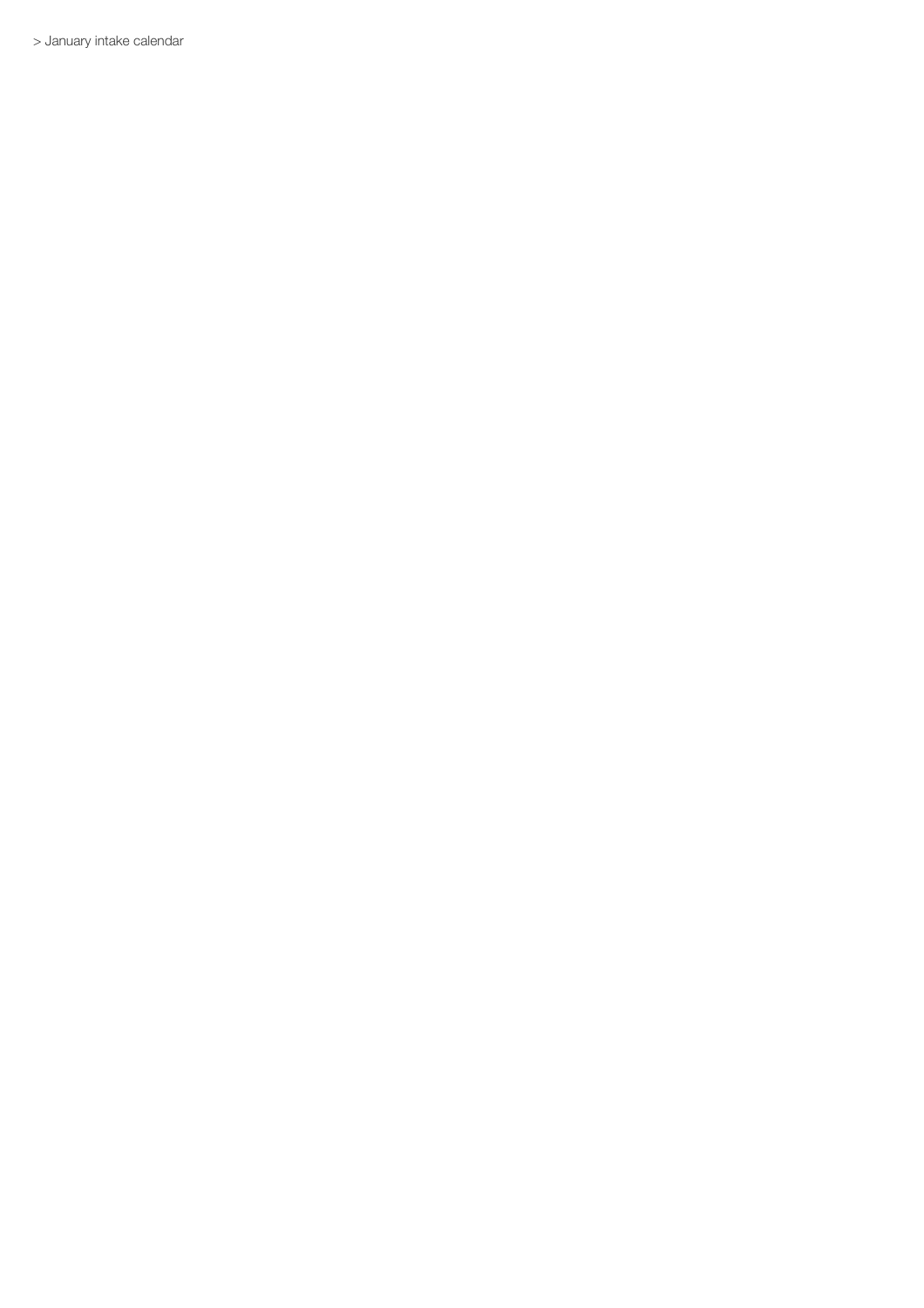> January intake calendar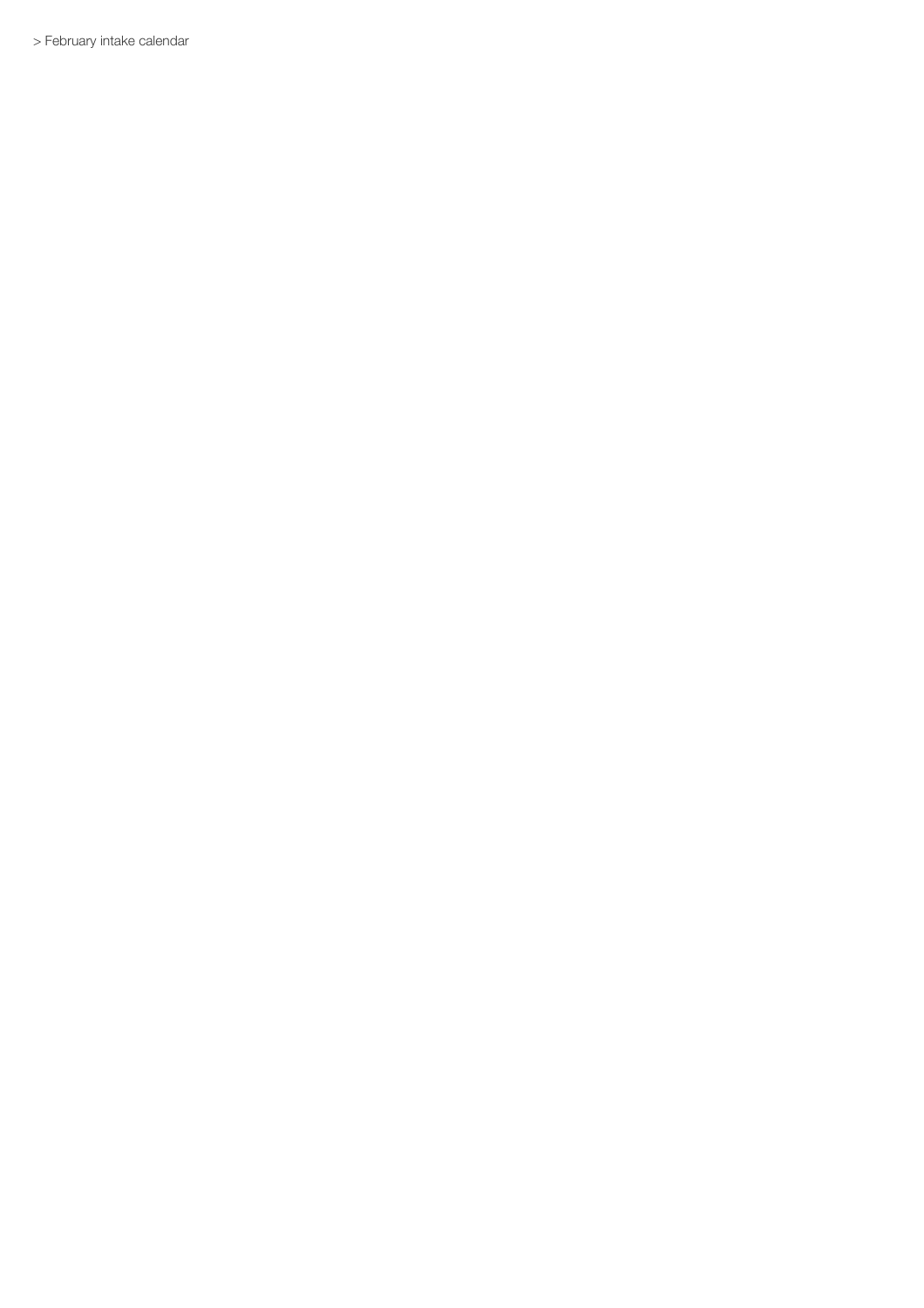> February intake calendar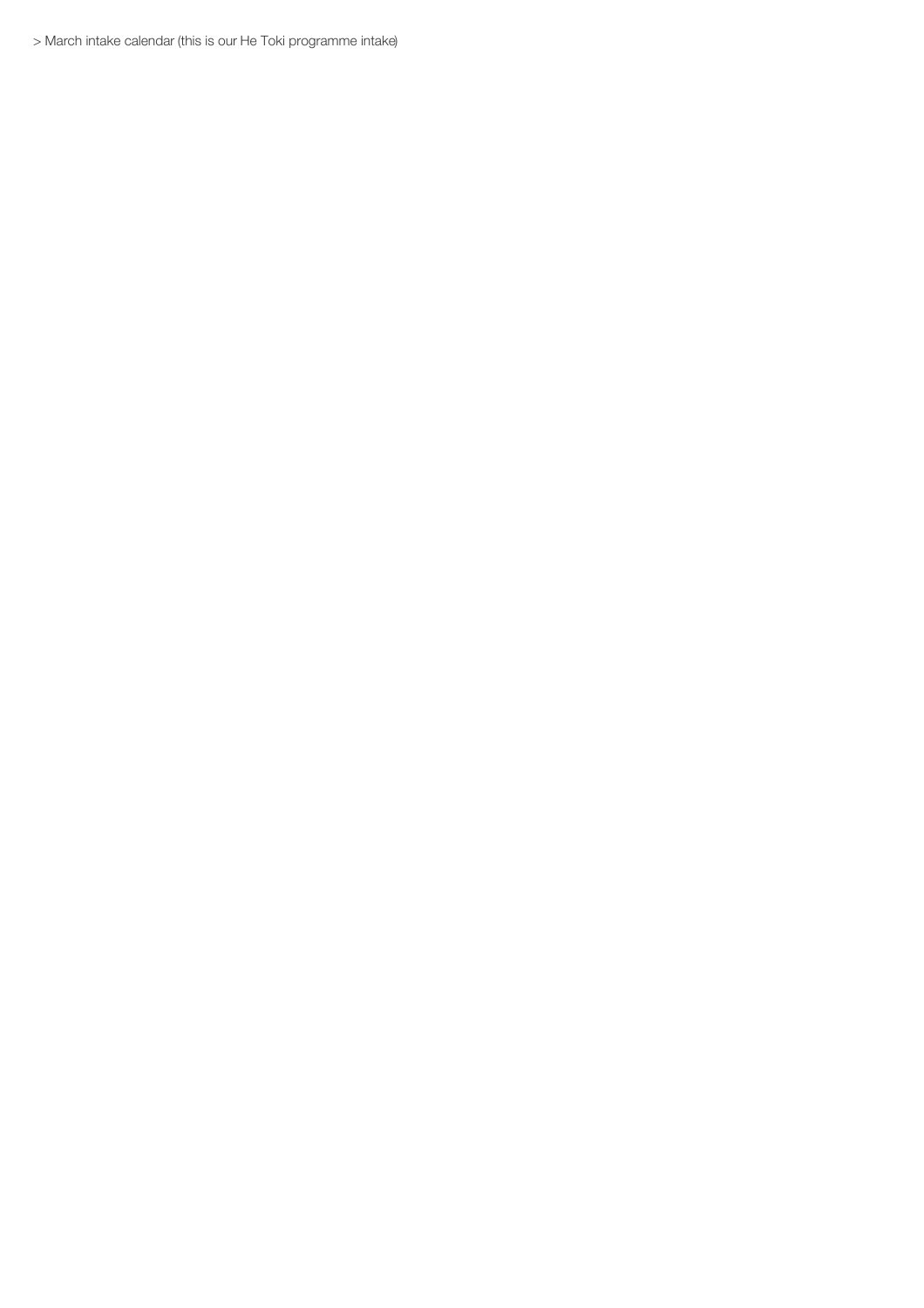> March intake calendar (this is our He Toki programme intake)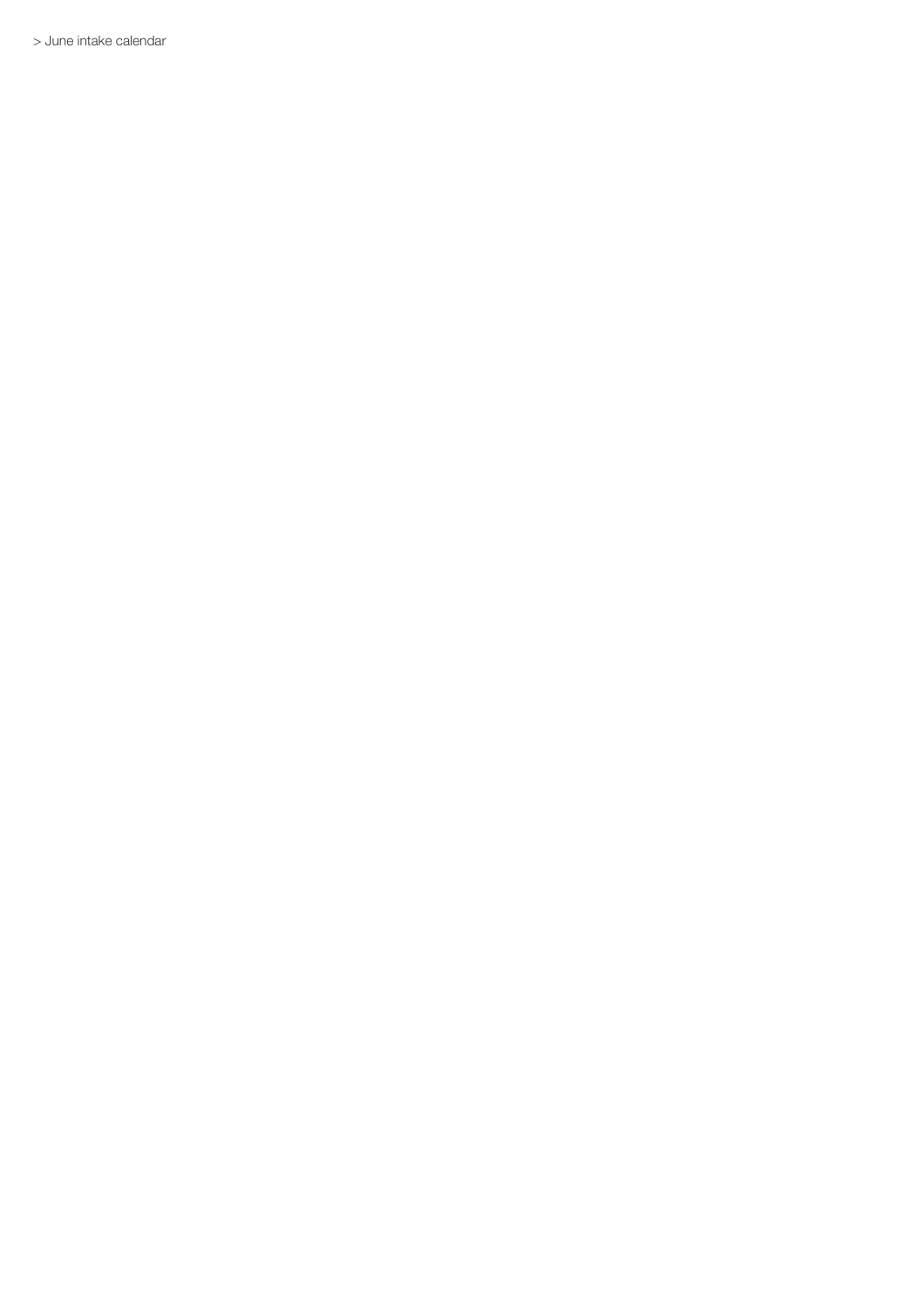> June intake calendar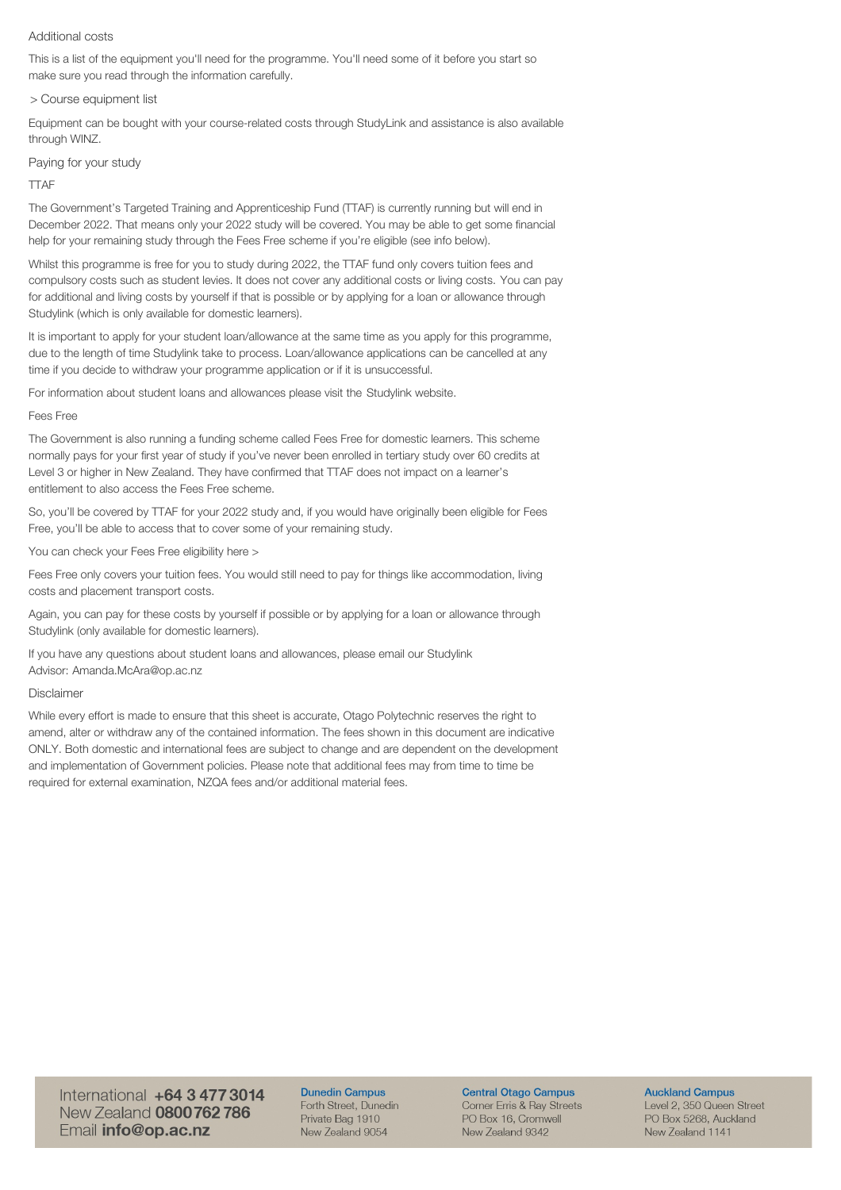## Additional costs

This is a list of the equipment you'll need for the programme. You'll need some of it before you start so make sure you read through the information carefully.

> Course equipment list

Equipment can be bought with your course-related costs through StudyLink and assistance is also available through WINZ.

## Paying for your study

### TTAF

The Government's Targeted Training and Apprenticeship Fund (TTAF) is currently running but will end in December 2022. That means only your 2022 study will be covered. You may be able to get some financial help for your remaining study through the Fees Free scheme if you're eligible (see info below).

Whilst this programme is free for you to study during 2022, the TTAF fund only covers tuition fees and compulsory costs such as student levies. It does not cover any additional costs or living costs. You can pay for additional and living costs by yourself if that is possible or by applying for a loan or allowance through Studylink (which is only available for domestic learners).

It is important to apply for your student loan/allowance at the same time as you apply for this programme, due to the length of time Studylink take to process. Loan/allowance applications can be cancelled at any time if you decide to withdraw your programme application or if it is unsuccessful.

For information about student loans and allowances please visit the Studylink website.

### Fees Free

The Government is also running a funding scheme called Fees Free for domestic learners. This scheme normally pays for your first year of study if you've never been enrolled in tertiary study over 60 credits at Level 3 or higher in New Zealand. They have confirmed that TTAF does not impact on a learner's entitlement to also access the Fees Free scheme.

So, you'll be covered by TTAF for your 2022 study and, if you would have originally been eligible for Fees Free, you'll be able to access that to cover some of your remaining study.

You can check your Fees Free eligibility here >

Fees Free only covers your tuition fees. You would still need to pay for things like accommodation, living costs and placement transport costs.

Again, you can pay for these costs by yourself if possible or by applying for a loan or allowance through Studylink (only available for domestic learners).

If you have any questions about student loans and allowances, please email our Studylink Advisor: Amanda.McAra@op.ac.nz

## Disclaimer

While every effort is made to ensure that this sheet is accurate, Otago Polytechnic reserves the right to amend, alter or withdraw any of the contained information. The fees shown in this document are indicative ONLY. Both domestic and international fees are subject to change and are dependent on the development and implementation of Government policies. Please note that additional fees may from time to time be required for external examination, NZQA fees and/or additional material fees.

International **+64 3 477 3014**
New Zealand **0800 762 786**
Email **info@op.ac.nz**

**Dunedin Campus**
Forth Street, Dunedin
Private Bag 1910
New Zealand 9054

**Central Otago Campus**
Corner Erris & Ray Streets
PO Box 16, Cromwell
New Zealand 9342

**Auckland Campus**
Level 2, 350 Queen Street
PO Box 5268, Auckland
New Zealand 1141